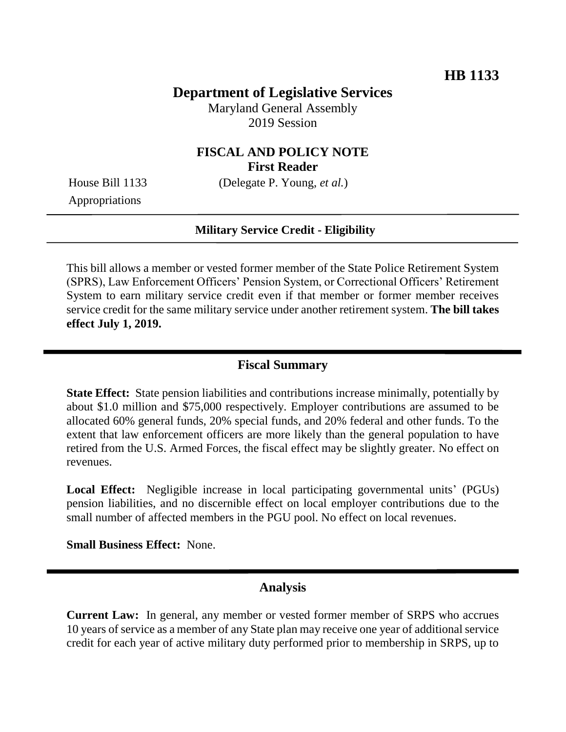**HB 1133**

# Department of Legislative Services

Maryland General Assembly
2019 Session

## FISCAL AND POLICY NOTE
**First Reader**

House Bill 1133 (Delegate P. Young, *et al.*)
Appropriations

**Military Service Credit - Eligibility**

This bill allows a member or vested former member of the State Police Retirement System (SPRS), Law Enforcement Officers' Pension System, or Correctional Officers' Retirement System to earn military service credit even if that member or former member receives service credit for the same military service under another retirement system. **The bill takes effect July 1, 2019.**

## Fiscal Summary

**State Effect:** State pension liabilities and contributions increase minimally, potentially by about $1.0 million and $75,000 respectively. Employer contributions are assumed to be allocated 60% general funds, 20% special funds, and 20% federal and other funds. To the extent that law enforcement officers are more likely than the general population to have retired from the U.S. Armed Forces, the fiscal effect may be slightly greater. No effect on revenues.

**Local Effect:** Negligible increase in local participating governmental units' (PGUs) pension liabilities, and no discernible effect on local employer contributions due to the small number of affected members in the PGU pool. No effect on local revenues.

**Small Business Effect:** None.

## Analysis

**Current Law:** In general, any member or vested former member of SRPS who accrues 10 years of service as a member of any State plan may receive one year of additional service credit for each year of active military duty performed prior to membership in SRPS, up to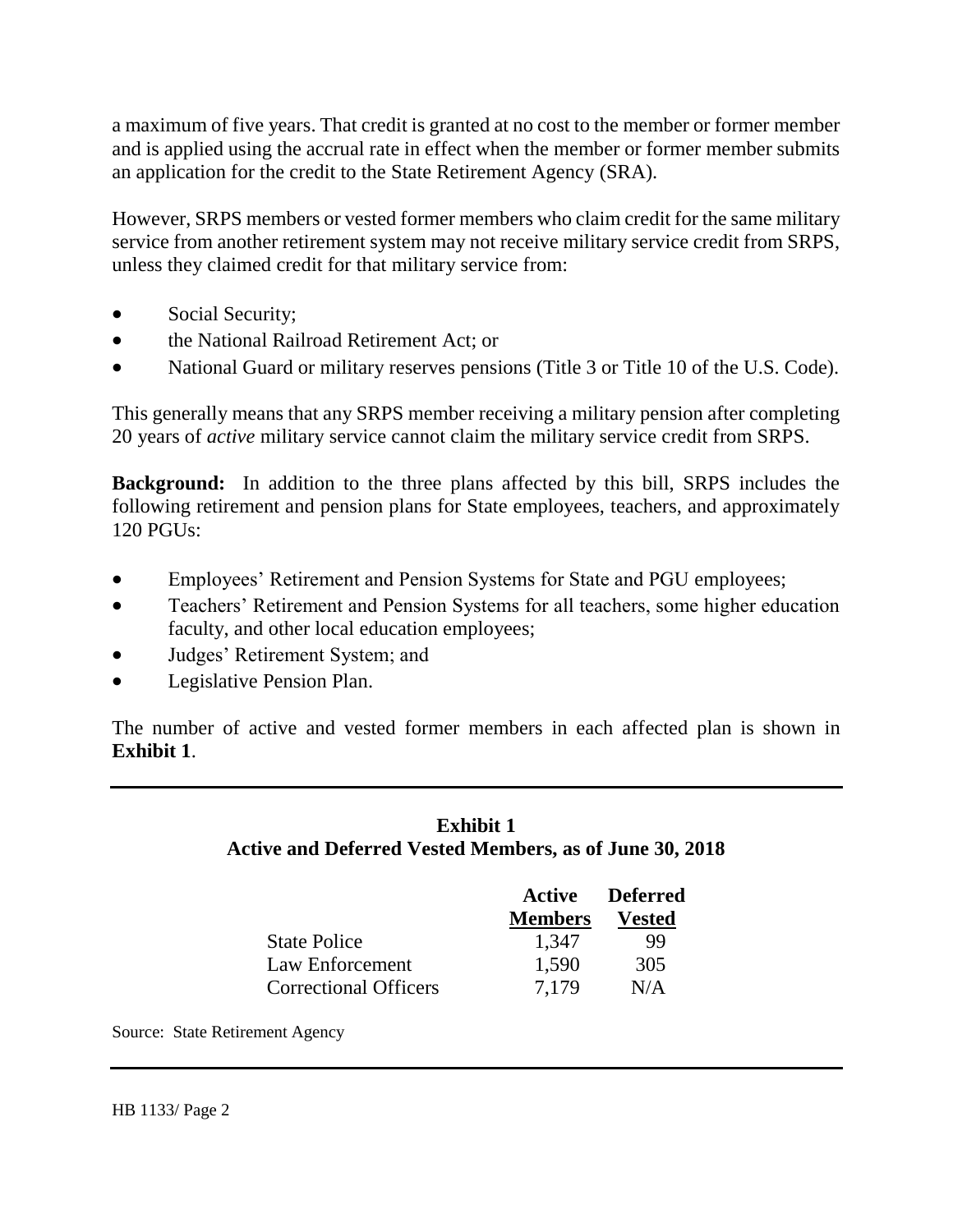a maximum of five years. That credit is granted at no cost to the member or former member and is applied using the accrual rate in effect when the member or former member submits an application for the credit to the State Retirement Agency (SRA).

However, SRPS members or vested former members who claim credit for the same military service from another retirement system may not receive military service credit from SRPS, unless they claimed credit for that military service from:

- Social Security;
- the National Railroad Retirement Act; or
- National Guard or military reserves pensions (Title 3 or Title 10 of the U.S. Code).

This generally means that any SRPS member receiving a military pension after completing 20 years of *active* military service cannot claim the military service credit from SRPS.

**Background:** In addition to the three plans affected by this bill, SRPS includes the following retirement and pension plans for State employees, teachers, and approximately 120 PGUs:

- Employees' Retirement and Pension Systems for State and PGU employees;
- Teachers' Retirement and Pension Systems for all teachers, some higher education faculty, and other local education employees;
- Judges' Retirement System; and
- Legislative Pension Plan.

The number of active and vested former members in each affected plan is shown in **Exhibit 1**.

**Exhibit 1**
**Active and Deferred Vested Members, as of June 30, 2018**

| | Active Members | Deferred Vested |
|---|---|---|
| State Police | 1,347 | 99 |
| Law Enforcement | 1,590 | 305 |
| Correctional Officers | 7,179 | N/A |

Source: State Retirement Agency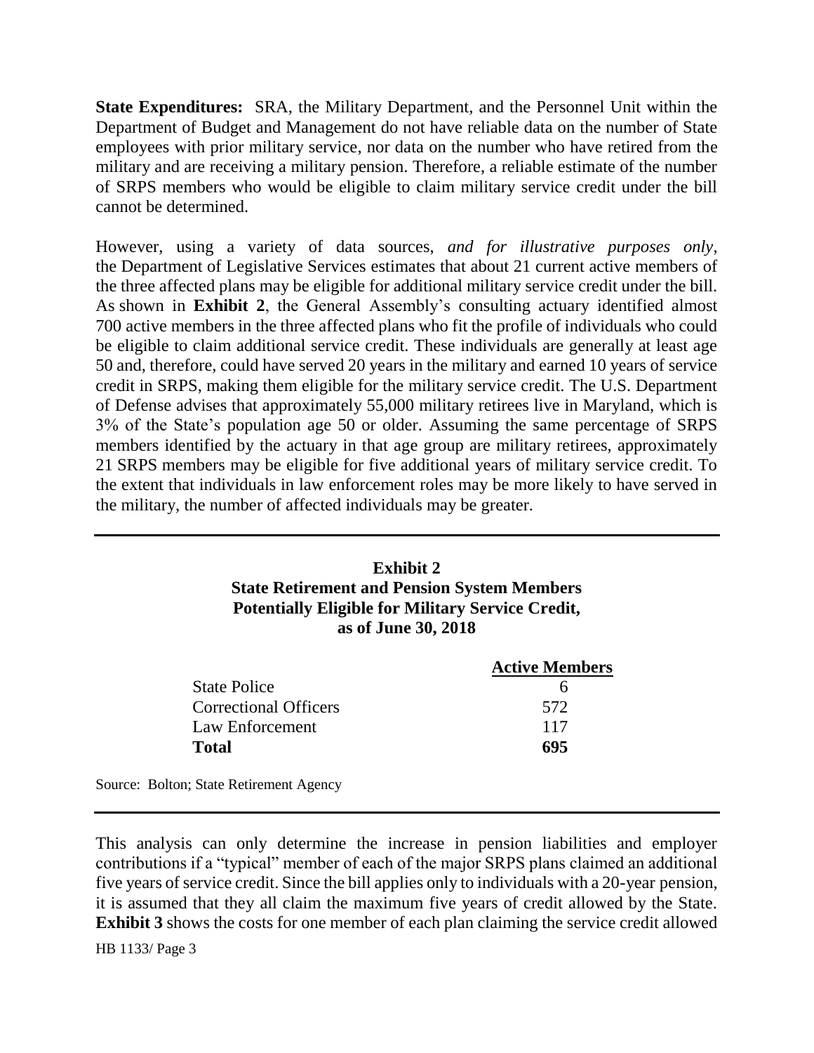**State Expenditures:** SRA, the Military Department, and the Personnel Unit within the Department of Budget and Management do not have reliable data on the number of State employees with prior military service, nor data on the number who have retired from the military and are receiving a military pension. Therefore, a reliable estimate of the number of SRPS members who would be eligible to claim military service credit under the bill cannot be determined.

However, using a variety of data sources, *and for illustrative purposes only*, the Department of Legislative Services estimates that about 21 current active members of the three affected plans may be eligible for additional military service credit under the bill. As shown in **Exhibit 2**, the General Assembly's consulting actuary identified almost 700 active members in the three affected plans who fit the profile of individuals who could be eligible to claim additional service credit. These individuals are generally at least age 50 and, therefore, could have served 20 years in the military and earned 10 years of service credit in SRPS, making them eligible for the military service credit. The U.S. Department of Defense advises that approximately 55,000 military retirees live in Maryland, which is 3% of the State's population age 50 or older. Assuming the same percentage of SRPS members identified by the actuary in that age group are military retirees, approximately 21 SRPS members may be eligible for five additional years of military service credit. To the extent that individuals in law enforcement roles may be more likely to have served in the military, the number of affected individuals may be greater.

**Exhibit 2**
**State Retirement and Pension System Members Potentially Eligible for Military Service Credit, as of June 30, 2018**

| | Active Members |
|---|---|
| State Police | 6 |
| Correctional Officers | 572 |
| Law Enforcement | 117 |
| **Total** | **695** |

Source: Bolton; State Retirement Agency

This analysis can only determine the increase in pension liabilities and employer contributions if a "typical" member of each of the major SRPS plans claimed an additional five years of service credit. Since the bill applies only to individuals with a 20-year pension, it is assumed that they all claim the maximum five years of credit allowed by the State. **Exhibit 3** shows the costs for one member of each plan claiming the service credit allowed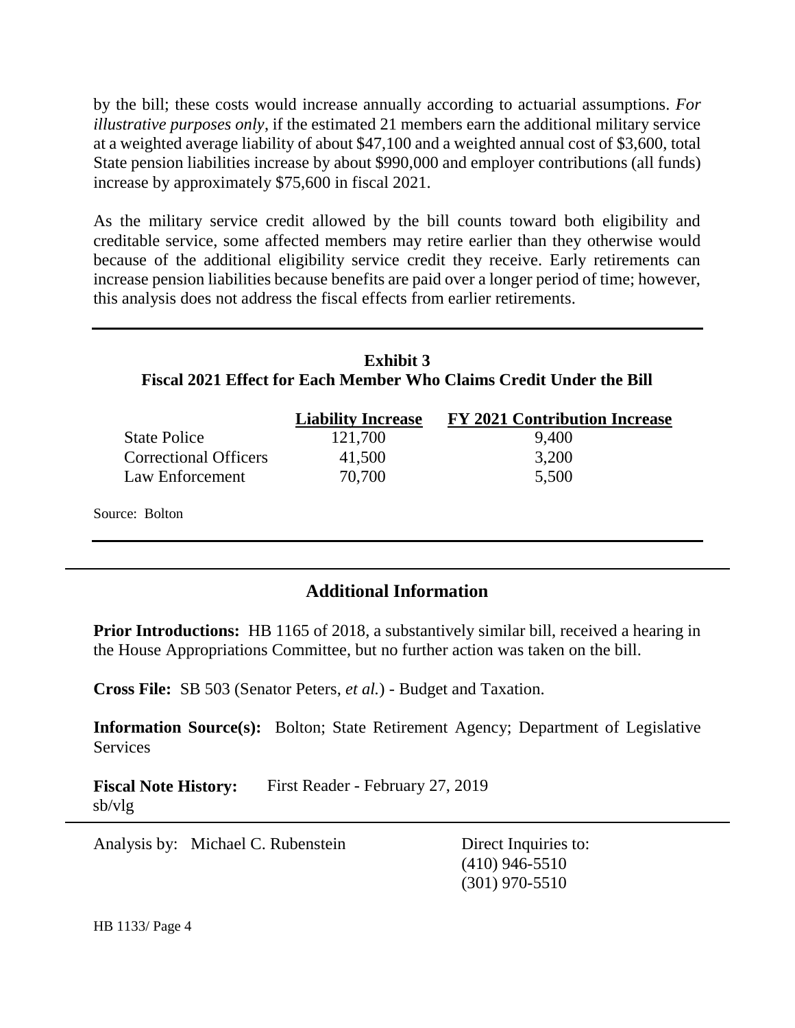by the bill; these costs would increase annually according to actuarial assumptions. *For illustrative purposes only*, if the estimated 21 members earn the additional military service at a weighted average liability of about $47,100 and a weighted annual cost of $3,600, total State pension liabilities increase by about $990,000 and employer contributions (all funds) increase by approximately $75,600 in fiscal 2021.

As the military service credit allowed by the bill counts toward both eligibility and creditable service, some affected members may retire earlier than they otherwise would because of the additional eligibility service credit they receive. Early retirements can increase pension liabilities because benefits are paid over a longer period of time; however, this analysis does not address the fiscal effects from earlier retirements.

**Exhibit 3**
**Fiscal 2021 Effect for Each Member Who Claims Credit Under the Bill**

| | Liability Increase | FY 2021 Contribution Increase |
|---|---|---|
| State Police | 121,700 | 9,400 |
| Correctional Officers | 41,500 | 3,200 |
| Law Enforcement | 70,700 | 5,500 |

Source: Bolton

## Additional Information

**Prior Introductions:** HB 1165 of 2018, a substantively similar bill, received a hearing in the House Appropriations Committee, but no further action was taken on the bill.

**Cross File:** SB 503 (Senator Peters, *et al.*) - Budget and Taxation.

**Information Source(s):** Bolton; State Retirement Agency; Department of Legislative Services

**Fiscal Note History:** First Reader - February 27, 2019
sb/vlg

Analysis by: Michael C. Rubenstein

Direct Inquiries to:
(410) 946-5510
(301) 970-5510